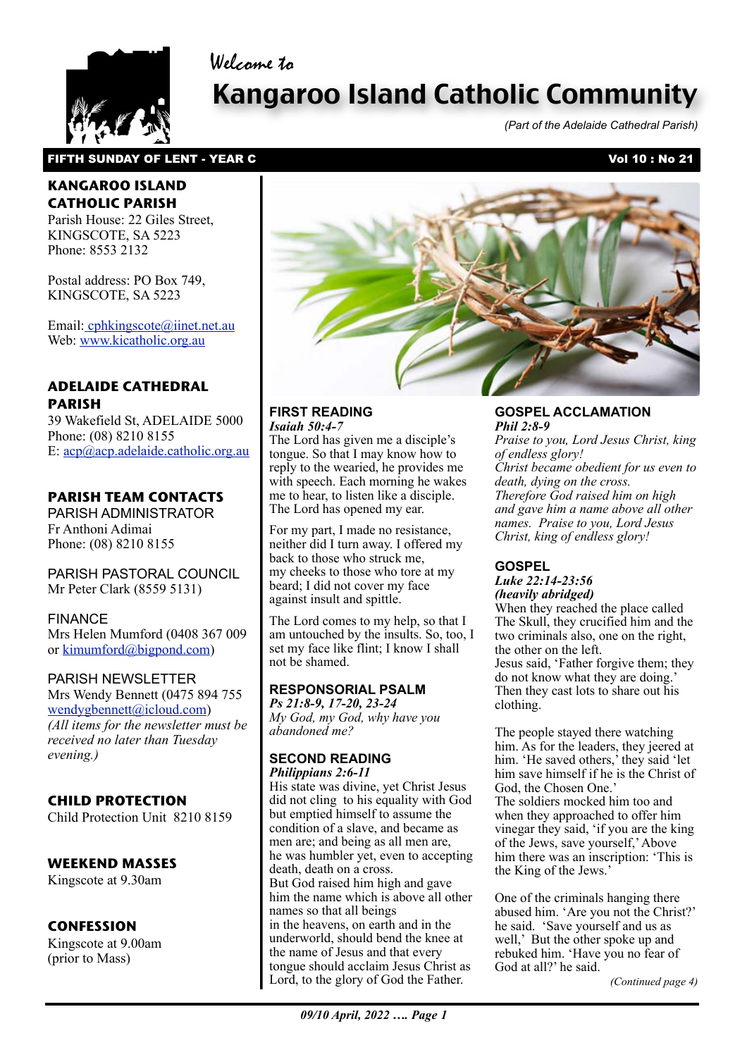Welcome to

# Kangaroo Island Catholic Community

*(Part of the Adelaide Cathedral Parish)*

**FIFTH SUNDAY OF LENT - YEAR C** **Vol 10 : No 21**

## KANGAROO ISLAND CATHOLIC PARISH

Parish House: 22 Giles Street, KINGSCOTE, SA 5223
Phone: 8553 2132

Postal address: PO Box 749, KINGSCOTE, SA 5223

Email: cphkingscote@iinet.net.au
Web: www.kicatholic.org.au

## ADELAIDE CATHEDRAL PARISH

39 Wakefield St, ADELAIDE 5000
Phone: (08) 8210 8155
E: acp@acp.adelaide.catholic.org.au

## PARISH TEAM CONTACTS

PARISH ADMINISTRATOR
Fr Anthoni Adimai
Phone: (08) 8210 8155

PARISH PASTORAL COUNCIL
Mr Peter Clark (8559 5131)

FINANCE
Mrs Helen Mumford (0408 367 009 or kimumford@bigpond.com)

PARISH NEWSLETTER
Mrs Wendy Bennett (0475 894 755 wendygbennett@icloud.com)
*(All items for the newsletter must be received no later than Tuesday evening.)*

## CHILD PROTECTION

Child Protection Unit 8210 8159

## WEEKEND MASSES

Kingscote at 9.30am

## CONFESSION

Kingscote at 9.00am (prior to Mass)

### FIRST READING
***Isaiah 50:4-7***

The Lord has given me a disciple's tongue. So that I may know how to reply to the wearied, he provides me with speech. Each morning he wakes me to hear, to listen like a disciple. The Lord has opened my ear.

For my part, I made no resistance, neither did I turn away. I offered my back to those who struck me, my cheeks to those who tore at my beard; I did not cover my face against insult and spittle.

The Lord comes to my help, so that I am untouched by the insults. So, too, I set my face like flint; I know I shall not be shamed.

### RESPONSORIAL PSALM
***Ps 21:8-9, 17-20, 23-24***

*My God, my God, why have you abandoned me?*

### SECOND READING
***Philippians 2:6-11***

His state was divine, yet Christ Jesus did not cling to his equality with God but emptied himself to assume the condition of a slave, and became as men are; and being as all men are,
he was humbler yet, even to accepting death, death on a cross.
But God raised him high and gave him the name which is above all other names so that all beings
in the heavens, on earth and in the underworld, should bend the knee at the name of Jesus and that every tongue should acclaim Jesus Christ as Lord, to the glory of God the Father.

### GOSPEL ACCLAMATION
***Phil 2:8-9***

*Praise to you, Lord Jesus Christ, king of endless glory!*
*Christ became obedient for us even to death, dying on the cross.*
*Therefore God raised him on high and gave him a name above all other names. Praise to you, Lord Jesus Christ, king of endless glory!*

### GOSPEL
***Luke 22:14-23:56***
***(heavily abridged)***

When they reached the place called The Skull, they crucified him and the two criminals also, one on the right, the other on the left.
Jesus said, 'Father forgive them; they do not know what they are doing.' Then they cast lots to share out his clothing.

The people stayed there watching him. As for the leaders, they jeered at him. 'He saved others,' they said 'let him save himself if he is the Christ of God, the Chosen One.'
The soldiers mocked him too and when they approached to offer him vinegar they said, 'if you are the king of the Jews, save yourself,' Above him there was an inscription: 'This is the King of the Jews.'

One of the criminals hanging there abused him. 'Are you not the Christ?' he said. 'Save yourself and us as well,' But the other spoke up and rebuked him. 'Have you no fear of God at all?' he said.

*(Continued page 4)*

*09/10 April, 2022 …. Page 1*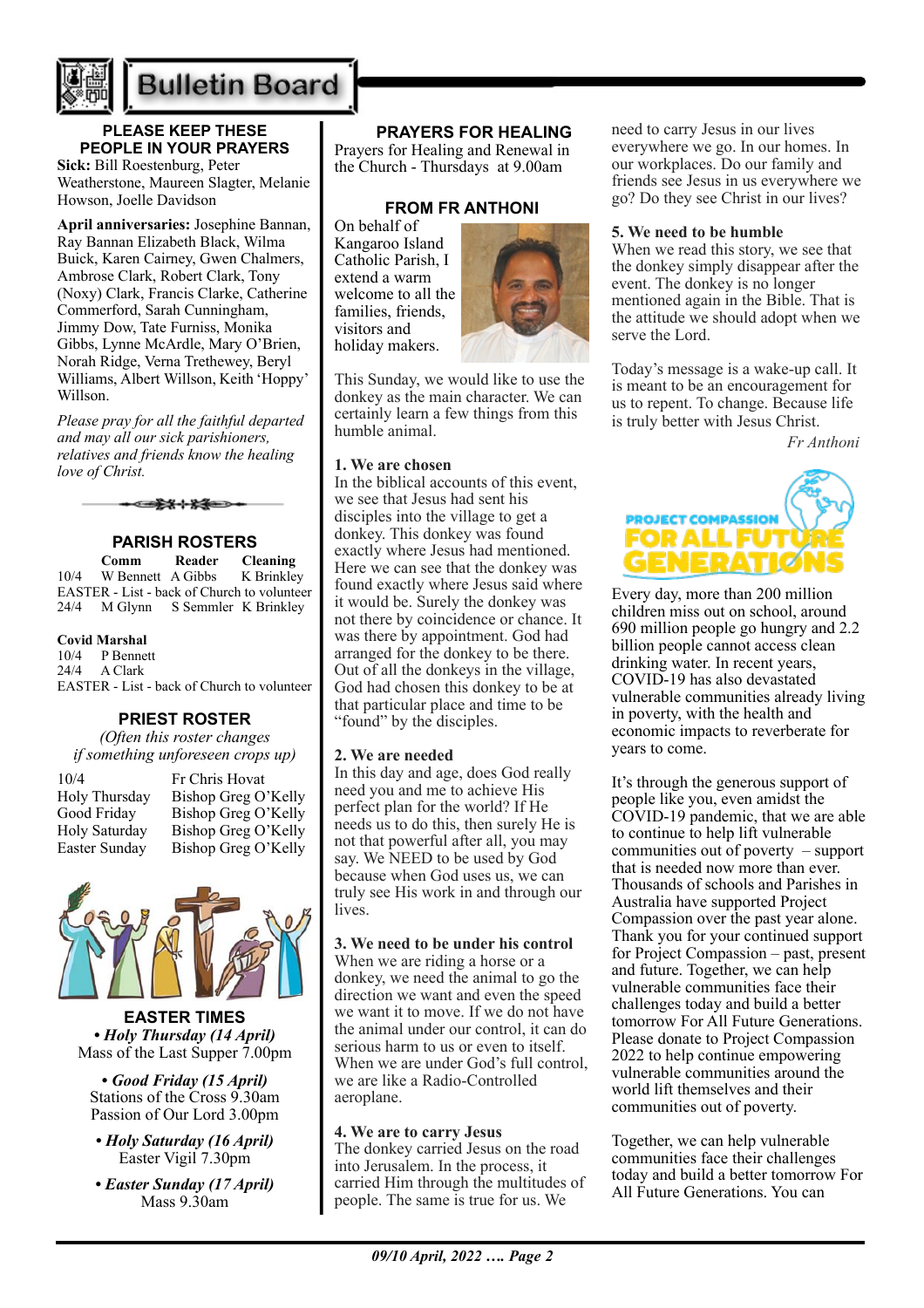# Bulletin Board

## PLEASE KEEP THESE PEOPLE IN YOUR PRAYERS

**Sick:** Bill Roestenburg, Peter Weatherstone, Maureen Slagter, Melanie Howson, Joelle Davidson

**April anniversaries:** Josephine Bannan, Ray Bannan Elizabeth Black, Wilma Buick, Karen Cairney, Gwen Chalmers, Ambrose Clark, Robert Clark, Tony (Noxy) Clark, Francis Clarke, Catherine Commerford, Sarah Cunningham, Jimmy Dow, Tate Furniss, Monika Gibbs, Lynne McArdle, Mary O'Brien, Norah Ridge, Verna Trethewey, Beryl Williams, Albert Willson, Keith 'Hoppy' Willson.

*Please pray for all the faithful departed and may all our sick parishioners, relatives and friends know the healing love of Christ.*

## PARISH ROSTERS

| | Comm | Reader | Cleaning |
|---|---|---|---|
| 10/4 | W Bennett | A Gibbs | K Brinkley |
| EASTER - List - back of Church to volunteer | | | |
| 24/4 | M Glynn | S Semmler | K Brinkley |

**Covid Marshal**

10/4 P Bennett
24/4 A Clark
EASTER - List - back of Church to volunteer

## PRIEST ROSTER

*(Often this roster changes if something unforeseen crops up)*

| | |
|---|---|
| 10/4 | Fr Chris Hovat |
| Holy Thursday | Bishop Greg O'Kelly |
| Good Friday | Bishop Greg O'Kelly |
| Holy Saturday | Bishop Greg O'Kelly |
| Easter Sunday | Bishop Greg O'Kelly |

## EASTER TIMES

***• Holy Thursday (14 April)***
Mass of the Last Supper 7.00pm

***• Good Friday (15 April)***
Stations of the Cross 9.30am
Passion of Our Lord 3.00pm

***• Holy Saturday (16 April)***
Easter Vigil 7.30pm

***• Easter Sunday (17 April)***
Mass 9.30am

## PRAYERS FOR HEALING

Prayers for Healing and Renewal in the Church - Thursdays at 9.00am

## FROM FR ANTHONI

On behalf of Kangaroo Island Catholic Parish, I extend a warm welcome to all the families, friends, visitors and holiday makers.

This Sunday, we would like to use the donkey as the main character. We can certainly learn a few things from this humble animal.

**1. We are chosen**
In the biblical accounts of this event, we see that Jesus had sent his disciples into the village to get a donkey. This donkey was found exactly where Jesus had mentioned. Here we can see that the donkey was found exactly where Jesus said where it would be. Surely the donkey was not there by coincidence or chance. It was there by appointment. God had arranged for the donkey to be there. Out of all the donkeys in the village, God had chosen this donkey to be at that particular place and time to be "found" by the disciples.

**2. We are needed**
In this day and age, does God really need you and me to achieve His perfect plan for the world? If He needs us to do this, then surely He is not that powerful after all, you may say. We NEED to be used by God because when God uses us, we can truly see His work in and through our lives.

**3. We need to be under his control**
When we are riding a horse or a donkey, we need the animal to go the direction we want and even the speed we want it to move. If we do not have the animal under our control, it can do serious harm to us or even to itself. When we are under God's full control, we are like a Radio-Controlled aeroplane.

**4. We are to carry Jesus**
The donkey carried Jesus on the road into Jerusalem. In the process, it carried Him through the multitudes of people. The same is true for us. We need to carry Jesus in our lives everywhere we go. In our homes. In our workplaces. Do our family and friends see Jesus in us everywhere we go? Do they see Christ in our lives?

**5. We need to be humble**
When we read this story, we see that the donkey simply disappear after the event. The donkey is no longer mentioned again in the Bible. That is the attitude we should adopt when we serve the Lord.

Today's message is a wake-up call. It is meant to be an encouragement for us to repent. To change. Because life is truly better with Jesus Christ.

*Fr Anthoni*

**PROJECT COMPASSION FOR ALL FUTURE GENERATIONS**

Every day, more than 200 million children miss out on school, around 690 million people go hungry and 2.2 billion people cannot access clean drinking water. In recent years, COVID-19 has also devastated vulnerable communities already living in poverty, with the health and economic impacts to reverberate for years to come.

It's through the generous support of people like you, even amidst the COVID-19 pandemic, that we are able to continue to help lift vulnerable communities out of poverty – support that is needed now more than ever. Thousands of schools and Parishes in Australia have supported Project Compassion over the past year alone. Thank you for your continued support for Project Compassion – past, present and future. Together, we can help vulnerable communities face their challenges today and build a better tomorrow For All Future Generations. Please donate to Project Compassion 2022 to help continue empowering vulnerable communities around the world lift themselves and their communities out of poverty.

Together, we can help vulnerable communities face their challenges today and build a better tomorrow For All Future Generations. You can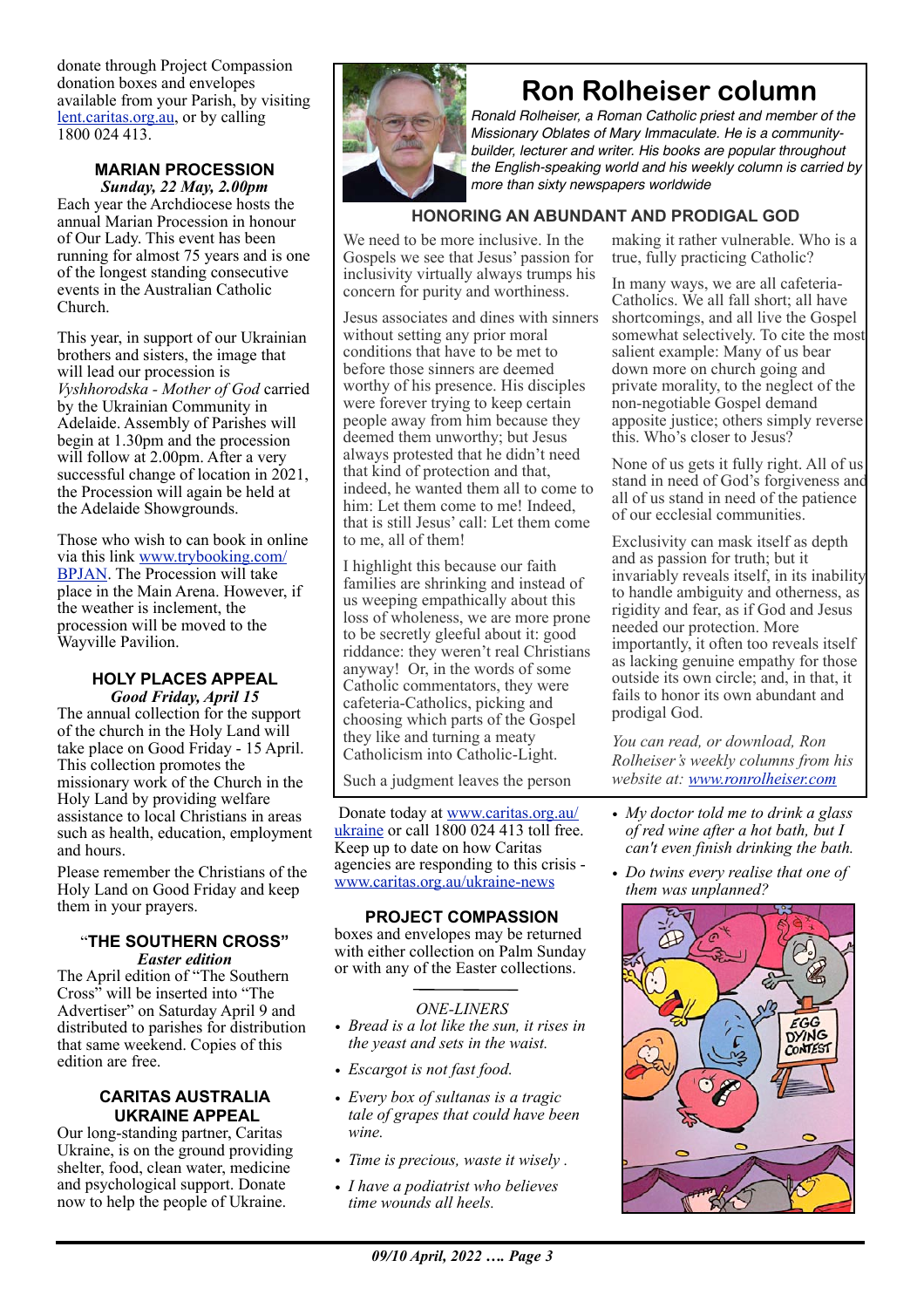donate through Project Compassion donation boxes and envelopes available from your Parish, by visiting lent.caritas.org.au, or by calling 1800 024 413.

### MARIAN PROCESSION

***Sunday, 22 May, 2.00pm***

Each year the Archdiocese hosts the annual Marian Procession in honour of Our Lady. This event has been running for almost 75 years and is one of the longest standing consecutive events in the Australian Catholic Church.

This year, in support of our Ukrainian brothers and sisters, the image that will lead our procession is *Vyshhorodska - Mother of God* carried by the Ukrainian Community in Adelaide. Assembly of Parishes will begin at 1.30pm and the procession will follow at 2.00pm. After a very successful change of location in 2021, the Procession will again be held at the Adelaide Showgrounds.

Those who wish to can book in online via this link www.trybooking.com/BPJAN. The Procession will take place in the Main Arena. However, if the weather is inclement, the procession will be moved to the Wayville Pavilion.

### HOLY PLACES APPEAL

***Good Friday, April 15***

The annual collection for the support of the church in the Holy Land will take place on Good Friday - 15 April. This collection promotes the missionary work of the Church in the Holy Land by providing welfare assistance to local Christians in areas such as health, education, employment and hours.

Please remember the Christians of the Holy Land on Good Friday and keep them in your prayers.

### "THE SOUTHERN CROSS"

***Easter edition***

The April edition of "The Southern Cross" will be inserted into "The Advertiser" on Saturday April 9 and distributed to parishes for distribution that same weekend. Copies of this edition are free.

### CARITAS AUSTRALIA UKRAINE APPEAL

Our long-standing partner, Caritas Ukraine, is on the ground providing shelter, food, clean water, medicine and psychological support. Donate now to help the people of Ukraine.

Donate today at www.caritas.org.au/ukraine or call 1800 024 413 toll free. Keep up to date on how Caritas agencies are responding to this crisis - www.caritas.org.au/ukraine-news

### PROJECT COMPASSION

boxes and envelopes may be returned with either collection on Palm Sunday or with any of the Easter collections.

## Ron Rolheiser column

*Ronald Rolheiser, a Roman Catholic priest and member of the Missionary Oblates of Mary Immaculate. He is a community-builder, lecturer and writer. His books are popular throughout the English-speaking world and his weekly column is carried by more than sixty newspapers worldwide*

### HONORING AN ABUNDANT AND PRODIGAL GOD

We need to be more inclusive. In the Gospels we see that Jesus' passion for inclusivity virtually always trumps his concern for purity and worthiness.

Jesus associates and dines with sinners without setting any prior moral conditions that have to be met to before those sinners are deemed worthy of his presence. His disciples were forever trying to keep certain people away from him because they deemed them unworthy; but Jesus always protested that he didn't need that kind of protection and that, indeed, he wanted them all to come to him: Let them come to me! Indeed, that is still Jesus' call: Let them come to me, all of them!

I highlight this because our faith families are shrinking and instead of us weeping empathically about this loss of wholeness, we are more prone to be secretly gleeful about it: good riddance: they weren't real Christians anyway! Or, in the words of some Catholic commentators, they were cafeteria-Catholics, picking and choosing which parts of the Gospel they like and turning a meaty Catholicism into Catholic-Light.

Such a judgment leaves the person making it rather vulnerable. Who is a true, fully practicing Catholic?

In many ways, we are all cafeteria-Catholics. We all fall short; all have shortcomings, and all live the Gospel somewhat selectively. To cite the most salient example: Many of us bear down more on church going and private morality, to the neglect of the non-negotiable Gospel demand apposite justice; others simply reverse this. Who's closer to Jesus?

None of us gets it fully right. All of us stand in need of God's forgiveness and all of us stand in need of the patience of our ecclesial communities.

Exclusivity can mask itself as depth and as passion for truth; but it invariably reveals itself, in its inability to handle ambiguity and otherness, as rigidity and fear, as if God and Jesus needed our protection. More importantly, it often too reveals itself as lacking genuine empathy for those outside its own circle; and, in that, it fails to honor its own abundant and prodigal God.

*You can read, or download, Ron Rolheiser's weekly columns from his website at: www.ronrolheiser.com*

---

*ONE-LINERS*

- *Bread is a lot like the sun, it rises in the yeast and sets in the waist.*
- *Escargot is not fast food.*
- *Every box of sultanas is a tragic tale of grapes that could have been wine.*
- *Time is precious, waste it wisely .*
- *I have a podiatrist who believes time wounds all heels.*
- *My doctor told me to drink a glass of red wine after a hot bath, but I can't even finish drinking the bath.*
- *Do twins every realise that one of them was unplanned?*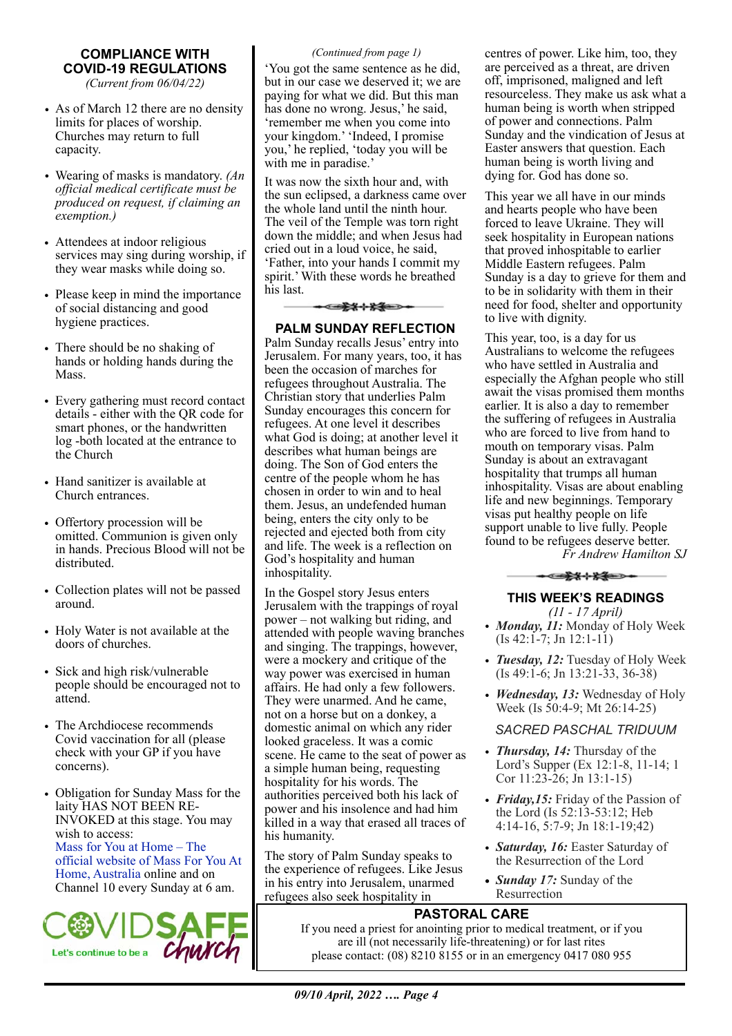## COMPLIANCE WITH COVID-19 REGULATIONS

*(Current from 06/04/22)*

- As of March 12 there are no density limits for places of worship. Churches may return to full capacity.
- Wearing of masks is mandatory. *(An official medical certificate must be produced on request, if claiming an exemption.)*
- Attendees at indoor religious services may sing during worship, if they wear masks while doing so.
- Please keep in mind the importance of social distancing and good hygiene practices.
- There should be no shaking of hands or holding hands during the Mass.
- Every gathering must record contact details - either with the QR code for smart phones, or the handwritten log -both located at the entrance to the Church
- Hand sanitizer is available at Church entrances.
- Offertory procession will be omitted. Communion is given only in hands. Precious Blood will not be distributed.
- Collection plates will not be passed around.
- Holy Water is not available at the doors of churches.
- Sick and high risk/vulnerable people should be encouraged not to attend.
- The Archdiocese recommends Covid vaccination for all (please check with your GP if you have concerns).
- Obligation for Sunday Mass for the laity HAS NOT BEEN RE-INVOKED at this stage. You may wish to access: Mass for You at Home – The official website of Mass For You At Home, Australia online and on Channel 10 every Sunday at 6 am.

COVIDSAFE church
Let's continue to be a

*(Continued from page 1)*

'You got the same sentence as he did, but in our case we deserved it; we are paying for what we did. But this man has done no wrong. Jesus,' he said, 'remember me when you come into your kingdom.' 'Indeed, I promise you,' he replied, 'today you will be with me in paradise.'

It was now the sixth hour and, with the sun eclipsed, a darkness came over the whole land until the ninth hour. The veil of the Temple was torn right down the middle; and when Jesus had cried out in a loud voice, he said, 'Father, into your hands I commit my spirit.' With these words he breathed his last.

## PALM SUNDAY REFLECTION

Palm Sunday recalls Jesus' entry into Jerusalem. For many years, too, it has been the occasion of marches for refugees throughout Australia. The Christian story that underlies Palm Sunday encourages this concern for refugees. At one level it describes what God is doing; at another level it describes what human beings are doing. The Son of God enters the centre of the people whom he has chosen in order to win and to heal them. Jesus, an undefended human being, enters the city only to be rejected and ejected both from city and life. The week is a reflection on God's hospitality and human inhospitality.

In the Gospel story Jesus enters Jerusalem with the trappings of royal power – not walking but riding, and attended with people waving branches and singing. The trappings, however, were a mockery and critique of the way power was exercised in human affairs. He had only a few followers. They were unarmed. And he came, not on a horse but on a donkey, a domestic animal on which any rider looked graceless. It was a comic scene. He came to the seat of power as a simple human being, requesting hospitality for his words. The authorities perceived both his lack of power and his insolence and had him killed in a way that erased all traces of his humanity.

The story of Palm Sunday speaks to the experience of refugees. Like Jesus in his entry into Jerusalem, unarmed refugees also seek hospitality in centres of power. Like him, too, they are perceived as a threat, are driven off, imprisoned, maligned and left resourceless. They make us ask what a human being is worth when stripped of power and connections. Palm Sunday and the vindication of Jesus at Easter answers that question. Each human being is worth living and dying for. God has done so.

This year we all have in our minds and hearts people who have been forced to leave Ukraine. They will seek hospitality in European nations that proved inhospitable to earlier Middle Eastern refugees. Palm Sunday is a day to grieve for them and to be in solidarity with them in their need for food, shelter and opportunity to live with dignity.

This year, too, is a day for us Australians to welcome the refugees who have settled in Australia and especially the Afghan people who still await the visas promised them months earlier. It is also a day to remember the suffering of refugees in Australia who are forced to live from hand to mouth on temporary visas. Palm Sunday is about an extravagant hospitality that trumps all human inhospitality. Visas are about enabling life and new beginnings. Temporary visas put healthy people on life support unable to live fully. People found to be refugees deserve better.

*Fr Andrew Hamilton SJ*

## THIS WEEK'S READINGS

*(11 - 17 April)*

- ***Monday, 11:*** Monday of Holy Week (Is 42:1-7; Jn 12:1-11)
- ***Tuesday, 12:*** Tuesday of Holy Week (Is 49:1-6; Jn 13:21-33, 36-38)
- ***Wednesday, 13:*** Wednesday of Holy Week (Is 50:4-9; Mt 26:14-25)

*SACRED PASCHAL TRIDUUM*

- ***Thursday, 14:*** Thursday of the Lord's Supper (Ex 12:1-8, 11-14; 1 Cor 11:23-26; Jn 13:1-15)
- ***Friday,15:*** Friday of the Passion of the Lord (Is 52:13-53:12; Heb 4:14-16, 5:7-9; Jn 18:1-19;42)
- ***Saturday, 16:*** Easter Saturday of the Resurrection of the Lord
- ***Sunday 17:*** Sunday of the Resurrection

## PASTORAL CARE

If you need a priest for anointing prior to medical treatment, or if you are ill (not necessarily life-threatening) or for last rites please contact: (08) 8210 8155 or in an emergency 0417 080 955